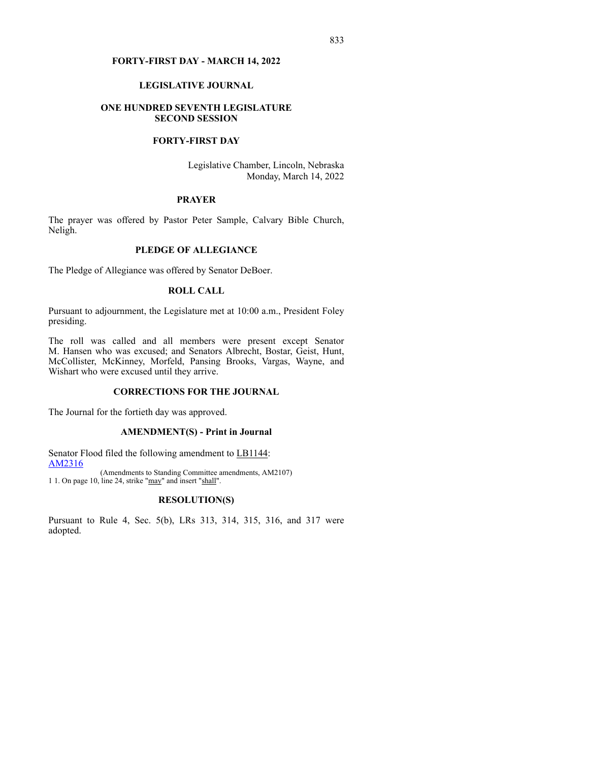**FORTY-FIRST DAY - MARCH 14, 2022**

# LEGISLATIVE JOURNAL

## ONE HUNDRED SEVENTH LEGISLATURE SECOND SESSION

## FORTY-FIRST DAY

Legislative Chamber, Lincoln, Nebraska
Monday, March 14, 2022

### PRAYER

The prayer was offered by Pastor Peter Sample, Calvary Bible Church, Neligh.

### PLEDGE OF ALLEGIANCE

The Pledge of Allegiance was offered by Senator DeBoer.

### ROLL CALL

Pursuant to adjournment, the Legislature met at 10:00 a.m., President Foley presiding.

The roll was called and all members were present except Senator M. Hansen who was excused; and Senators Albrecht, Bostar, Geist, Hunt, McCollister, McKinney, Morfeld, Pansing Brooks, Vargas, Wayne, and Wishart who were excused until they arrive.

### CORRECTIONS FOR THE JOURNAL

The Journal for the fortieth day was approved.

### AMENDMENT(S) - Print in Journal

Senator Flood filed the following amendment to LB1144:
AM2316

(Amendments to Standing Committee amendments, AM2107)
1 1. On page 10, line 24, strike "may" and insert "shall".

### RESOLUTION(S)

Pursuant to Rule 4, Sec. 5(b), LRs 313, 314, 315, 316, and 317 were adopted.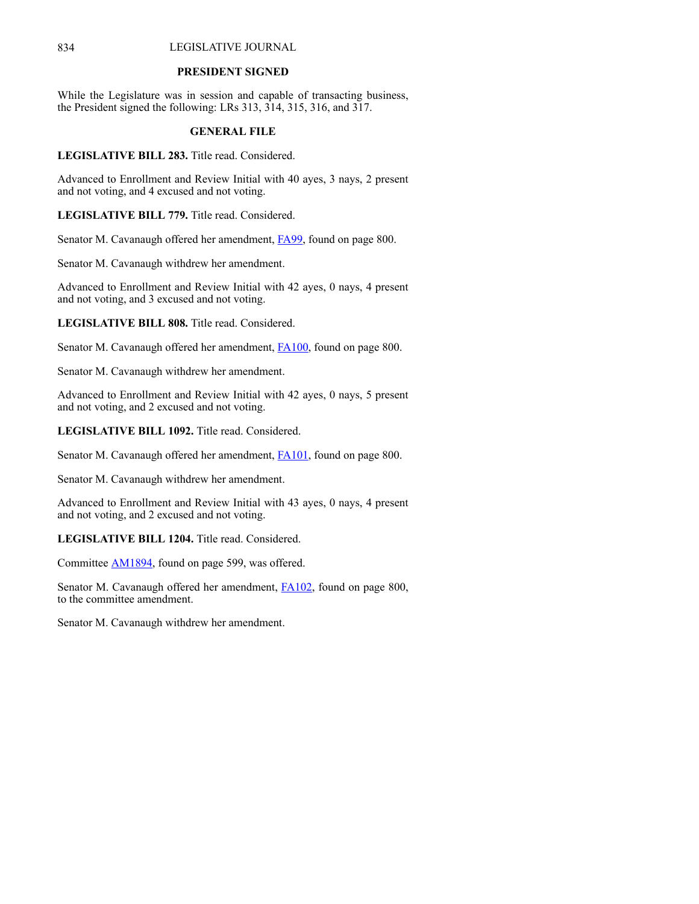## PRESIDENT SIGNED

While the Legislature was in session and capable of transacting business, the President signed the following: LRs 313, 314, 315, 316, and 317.

## GENERAL FILE

**LEGISLATIVE BILL 283.** Title read. Considered.

Advanced to Enrollment and Review Initial with 40 ayes, 3 nays, 2 present and not voting, and 4 excused and not voting.

**LEGISLATIVE BILL 779.** Title read. Considered.

Senator M. Cavanaugh offered her amendment, FA99, found on page 800.

Senator M. Cavanaugh withdrew her amendment.

Advanced to Enrollment and Review Initial with 42 ayes, 0 nays, 4 present and not voting, and 3 excused and not voting.

**LEGISLATIVE BILL 808.** Title read. Considered.

Senator M. Cavanaugh offered her amendment, FA100, found on page 800.

Senator M. Cavanaugh withdrew her amendment.

Advanced to Enrollment and Review Initial with 42 ayes, 0 nays, 5 present and not voting, and 2 excused and not voting.

**LEGISLATIVE BILL 1092.** Title read. Considered.

Senator M. Cavanaugh offered her amendment, FA101, found on page 800.

Senator M. Cavanaugh withdrew her amendment.

Advanced to Enrollment and Review Initial with 43 ayes, 0 nays, 4 present and not voting, and 2 excused and not voting.

**LEGISLATIVE BILL 1204.** Title read. Considered.

Committee AM1894, found on page 599, was offered.

Senator M. Cavanaugh offered her amendment, FA102, found on page 800, to the committee amendment.

Senator M. Cavanaugh withdrew her amendment.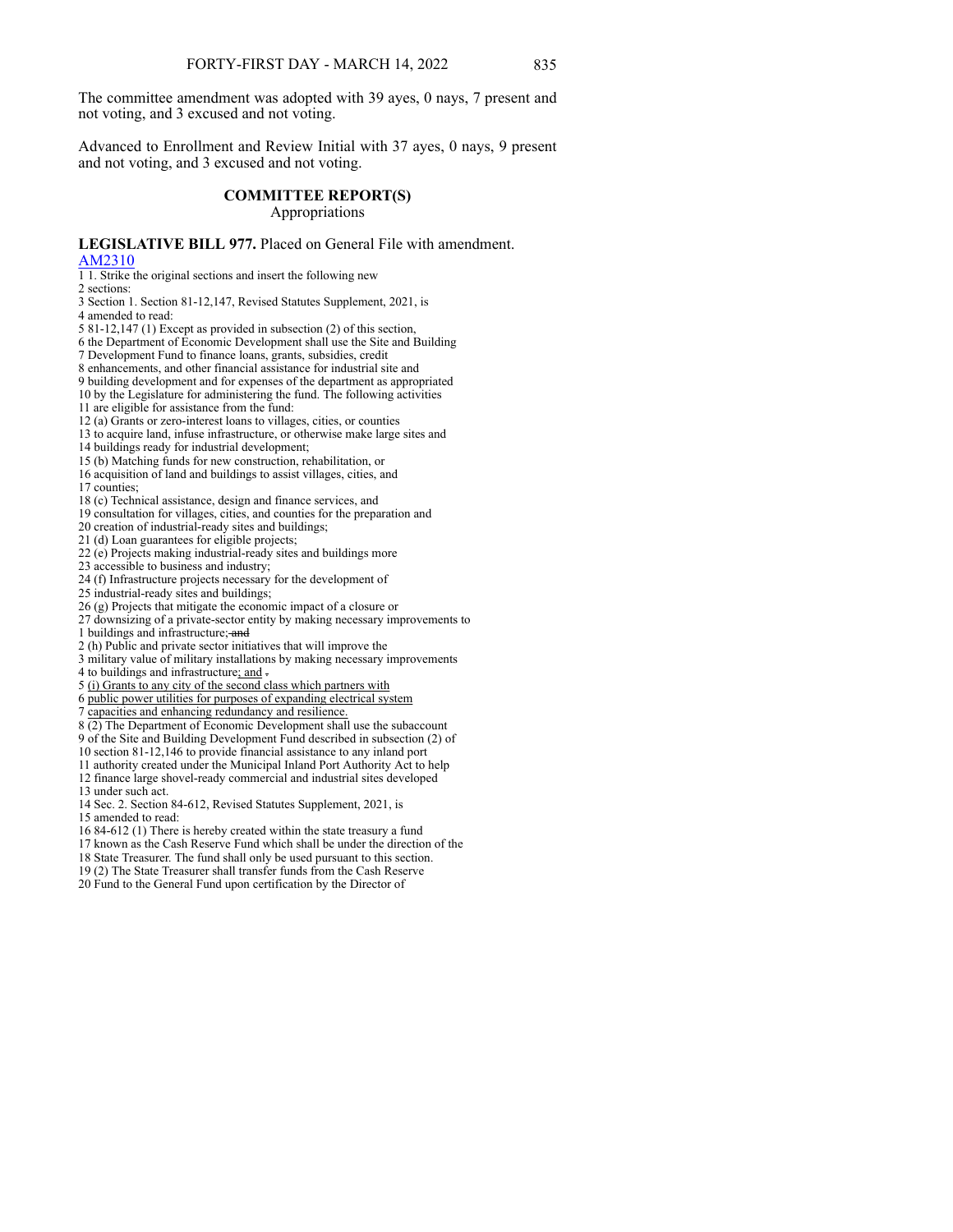The committee amendment was adopted with 39 ayes, 0 nays, 7 present and not voting, and 3 excused and not voting.

Advanced to Enrollment and Review Initial with 37 ayes, 0 nays, 9 present and not voting, and 3 excused and not voting.

## COMMITTEE REPORT(S)

Appropriations

**LEGISLATIVE BILL 977.** Placed on General File with amendment.
AM2310

1 1. Strike the original sections and insert the following new
2 sections:
3 Section 1. Section 81-12,147, Revised Statutes Supplement, 2021, is
4 amended to read:
5 81-12,147 (1) Except as provided in subsection (2) of this section,
6 the Department of Economic Development shall use the Site and Building
7 Development Fund to finance loans, grants, subsidies, credit
8 enhancements, and other financial assistance for industrial site and
9 building development and for expenses of the department as appropriated
10 by the Legislature for administering the fund. The following activities
11 are eligible for assistance from the fund:
12 (a) Grants or zero-interest loans to villages, cities, or counties
13 to acquire land, infuse infrastructure, or otherwise make large sites and
14 buildings ready for industrial development;
15 (b) Matching funds for new construction, rehabilitation, or
16 acquisition of land and buildings to assist villages, cities, and
17 counties;
18 (c) Technical assistance, design and finance services, and
19 consultation for villages, cities, and counties for the preparation and
20 creation of industrial-ready sites and buildings;
21 (d) Loan guarantees for eligible projects;
22 (e) Projects making industrial-ready sites and buildings more
23 accessible to business and industry;
24 (f) Infrastructure projects necessary for the development of
25 industrial-ready sites and buildings;
26 (g) Projects that mitigate the economic impact of a closure or
27 downsizing of a private-sector entity by making necessary improvements to
1 buildings and infrastructure; ~~and~~
2 (h) Public and private sector initiatives that will improve the
3 military value of military installations by making necessary improvements
4 to buildings and infrastructure; and ~~.~~
5 (i) Grants to any city of the second class which partners with
6 public power utilities for purposes of expanding electrical system
7 capacities and enhancing redundancy and resilience.
8 (2) The Department of Economic Development shall use the subaccount
9 of the Site and Building Development Fund described in subsection (2) of
10 section 81-12,146 to provide financial assistance to any inland port
11 authority created under the Municipal Inland Port Authority Act to help
12 finance large shovel-ready commercial and industrial sites developed
13 under such act.
14 Sec. 2. Section 84-612, Revised Statutes Supplement, 2021, is
15 amended to read:
16 84-612 (1) There is hereby created within the state treasury a fund
17 known as the Cash Reserve Fund which shall be under the direction of the
18 State Treasurer. The fund shall only be used pursuant to this section.
19 (2) The State Treasurer shall transfer funds from the Cash Reserve
20 Fund to the General Fund upon certification by the Director of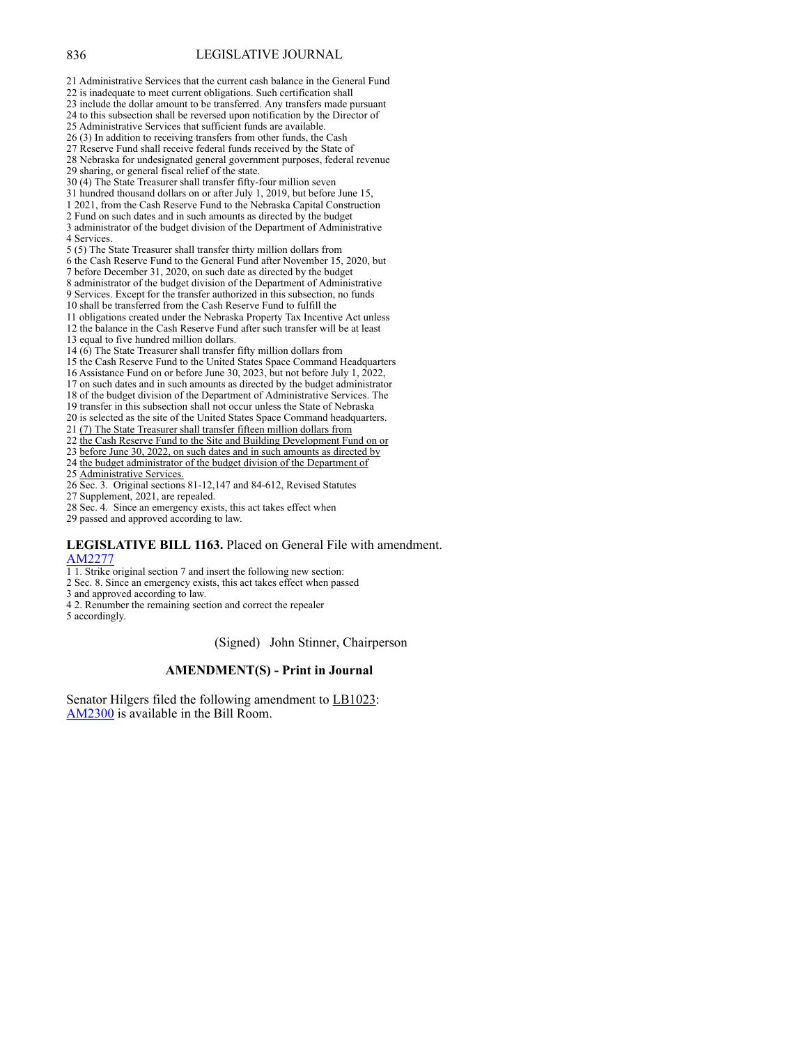21 Administrative Services that the current cash balance in the General Fund
22 is inadequate to meet current obligations. Such certification shall
23 include the dollar amount to be transferred. Any transfers made pursuant
24 to this subsection shall be reversed upon notification by the Director of
25 Administrative Services that sufficient funds are available.
26 (3) In addition to receiving transfers from other funds, the Cash
27 Reserve Fund shall receive federal funds received by the State of
28 Nebraska for undesignated general government purposes, federal revenue
29 sharing, or general fiscal relief of the state.
30 (4) The State Treasurer shall transfer fifty-four million seven
31 hundred thousand dollars on or after July 1, 2019, but before June 15,
1 2021, from the Cash Reserve Fund to the Nebraska Capital Construction
2 Fund on such dates and in such amounts as directed by the budget
3 administrator of the budget division of the Department of Administrative
4 Services.
5 (5) The State Treasurer shall transfer thirty million dollars from
6 the Cash Reserve Fund to the General Fund after November 15, 2020, but
7 before December 31, 2020, on such date as directed by the budget
8 administrator of the budget division of the Department of Administrative
9 Services. Except for the transfer authorized in this subsection, no funds
10 shall be transferred from the Cash Reserve Fund to fulfill the
11 obligations created under the Nebraska Property Tax Incentive Act unless
12 the balance in the Cash Reserve Fund after such transfer will be at least
13 equal to five hundred million dollars.
14 (6) The State Treasurer shall transfer fifty million dollars from
15 the Cash Reserve Fund to the United States Space Command Headquarters
16 Assistance Fund on or before June 30, 2023, but not before July 1, 2022,
17 on such dates and in such amounts as directed by the budget administrator
18 of the budget division of the Department of Administrative Services. The
19 transfer in this subsection shall not occur unless the State of Nebraska
20 is selected as the site of the United States Space Command headquarters.
21 <u>(7) The State Treasurer shall transfer fifteen million dollars from</u>
22 <u>the Cash Reserve Fund to the Site and Building Development Fund on or</u>
23 <u>before June 30, 2022, on such dates and in such amounts as directed by</u>
24 <u>the budget administrator of the budget division of the Department of</u>
25 <u>Administrative Services.</u>
26 Sec. 3. Original sections 81-12,147 and 84-612, Revised Statutes
27 Supplement, 2021, are repealed.
28 Sec. 4. Since an emergency exists, this act takes effect when
29 passed and approved according to law.

**LEGISLATIVE BILL 1163.** Placed on General File with amendment.
AM2277
1 1. Strike original section 7 and insert the following new section:
2 Sec. 8. Since an emergency exists, this act takes effect when passed
3 and approved according to law.
4 2. Renumber the remaining section and correct the repealer
5 accordingly.

(Signed) John Stinner, Chairperson

### AMENDMENT(S) - Print in Journal

Senator Hilgers filed the following amendment to LB1023:
AM2300 is available in the Bill Room.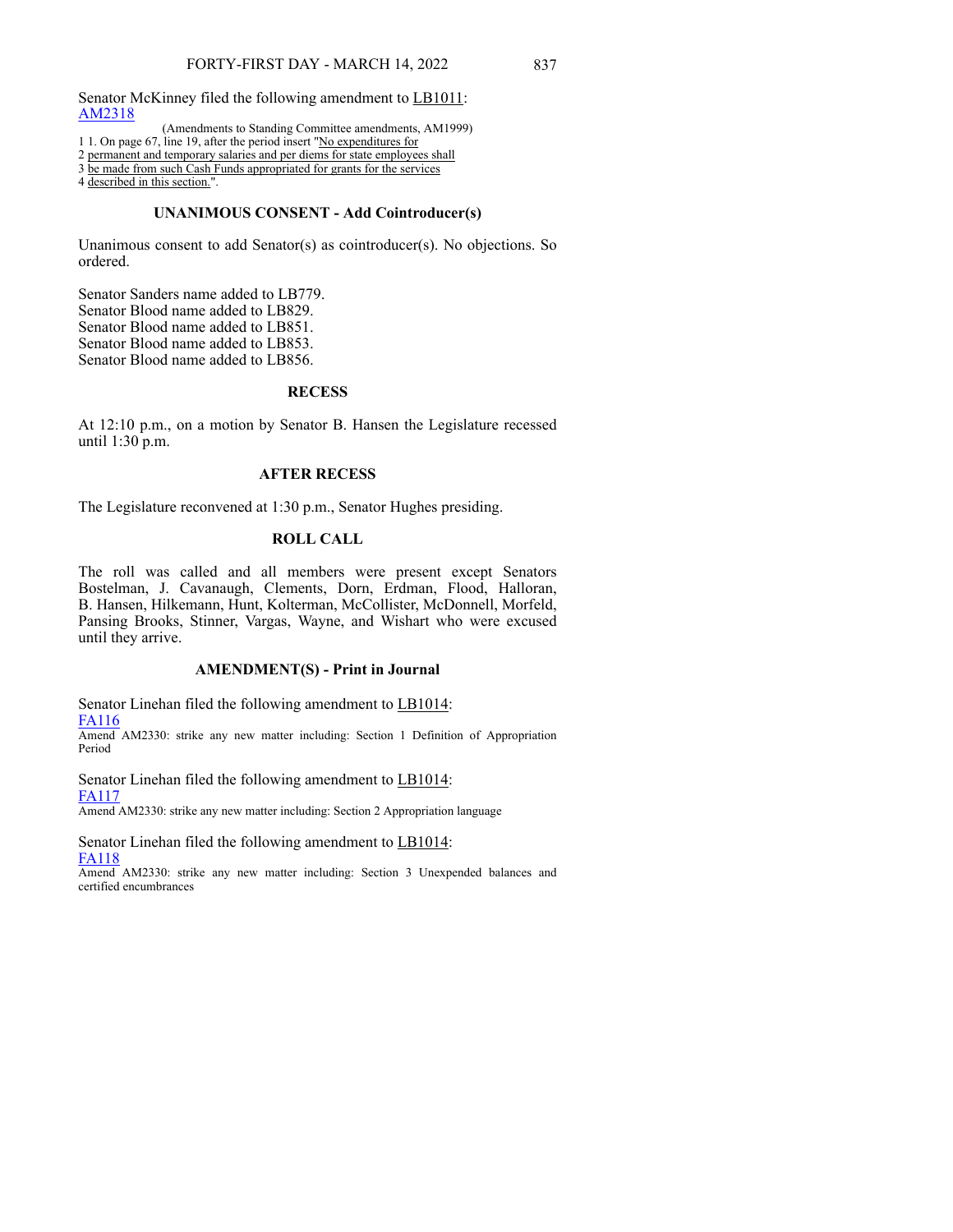Senator McKinney filed the following amendment to LB1011:
AM2318

(Amendments to Standing Committee amendments, AM1999)

1 1. On page 67, line 19, after the period insert "No expenditures for
2 permanent and temporary salaries and per diems for state employees shall
3 be made from such Cash Funds appropriated for grants for the services
4 described in this section.".

### UNANIMOUS CONSENT - Add Cointroducer(s)

Unanimous consent to add Senator(s) as cointroducer(s). No objections. So ordered.

Senator Sanders name added to LB779.
Senator Blood name added to LB829.
Senator Blood name added to LB851.
Senator Blood name added to LB853.
Senator Blood name added to LB856.

### RECESS

At 12:10 p.m., on a motion by Senator B. Hansen the Legislature recessed until 1:30 p.m.

### AFTER RECESS

The Legislature reconvened at 1:30 p.m., Senator Hughes presiding.

### ROLL CALL

The roll was called and all members were present except Senators Bostelman, J. Cavanaugh, Clements, Dorn, Erdman, Flood, Halloran, B. Hansen, Hilkemann, Hunt, Kolterman, McCollister, McDonnell, Morfeld, Pansing Brooks, Stinner, Vargas, Wayne, and Wishart who were excused until they arrive.

### AMENDMENT(S) - Print in Journal

Senator Linehan filed the following amendment to LB1014:
FA116
Amend AM2330: strike any new matter including: Section 1 Definition of Appropriation Period

Senator Linehan filed the following amendment to LB1014:
FA117
Amend AM2330: strike any new matter including: Section 2 Appropriation language

Senator Linehan filed the following amendment to LB1014:
FA118
Amend AM2330: strike any new matter including: Section 3 Unexpended balances and certified encumbrances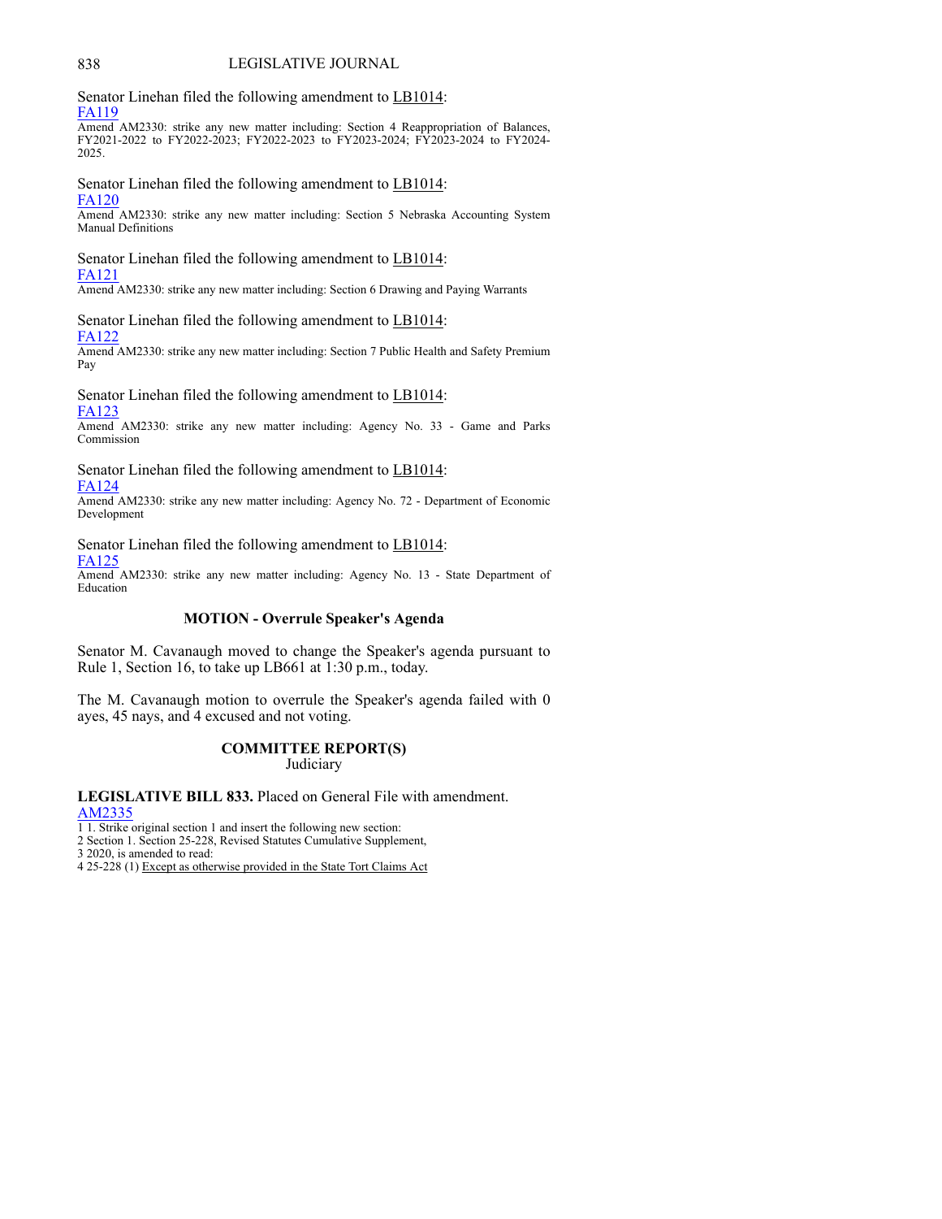Senator Linehan filed the following amendment to LB1014:
FA119
Amend AM2330: strike any new matter including: Section 4 Reappropriation of Balances, FY2021-2022 to FY2022-2023; FY2022-2023 to FY2023-2024; FY2023-2024 to FY2024-2025.

Senator Linehan filed the following amendment to LB1014:
FA120
Amend AM2330: strike any new matter including: Section 5 Nebraska Accounting System Manual Definitions

Senator Linehan filed the following amendment to LB1014:
FA121
Amend AM2330: strike any new matter including: Section 6 Drawing and Paying Warrants

Senator Linehan filed the following amendment to LB1014:
FA122
Amend AM2330: strike any new matter including: Section 7 Public Health and Safety Premium Pay

Senator Linehan filed the following amendment to LB1014:
FA123
Amend AM2330: strike any new matter including: Agency No. 33 - Game and Parks Commission

Senator Linehan filed the following amendment to LB1014:
FA124
Amend AM2330: strike any new matter including: Agency No. 72 - Department of Economic Development

Senator Linehan filed the following amendment to LB1014:
FA125
Amend AM2330: strike any new matter including: Agency No. 13 - State Department of Education

## MOTION - Overrule Speaker's Agenda

Senator M. Cavanaugh moved to change the Speaker's agenda pursuant to Rule 1, Section 16, to take up LB661 at 1:30 p.m., today.

The M. Cavanaugh motion to overrule the Speaker's agenda failed with 0 ayes, 45 nays, and 4 excused and not voting.

## COMMITTEE REPORT(S)
Judiciary

**LEGISLATIVE BILL 833.** Placed on General File with amendment.
AM2335
1 1. Strike original section 1 and insert the following new section:
2 Section 1. Section 25-228, Revised Statutes Cumulative Supplement,
3 2020, is amended to read:
4 25-228 (1) Except as otherwise provided in the State Tort Claims Act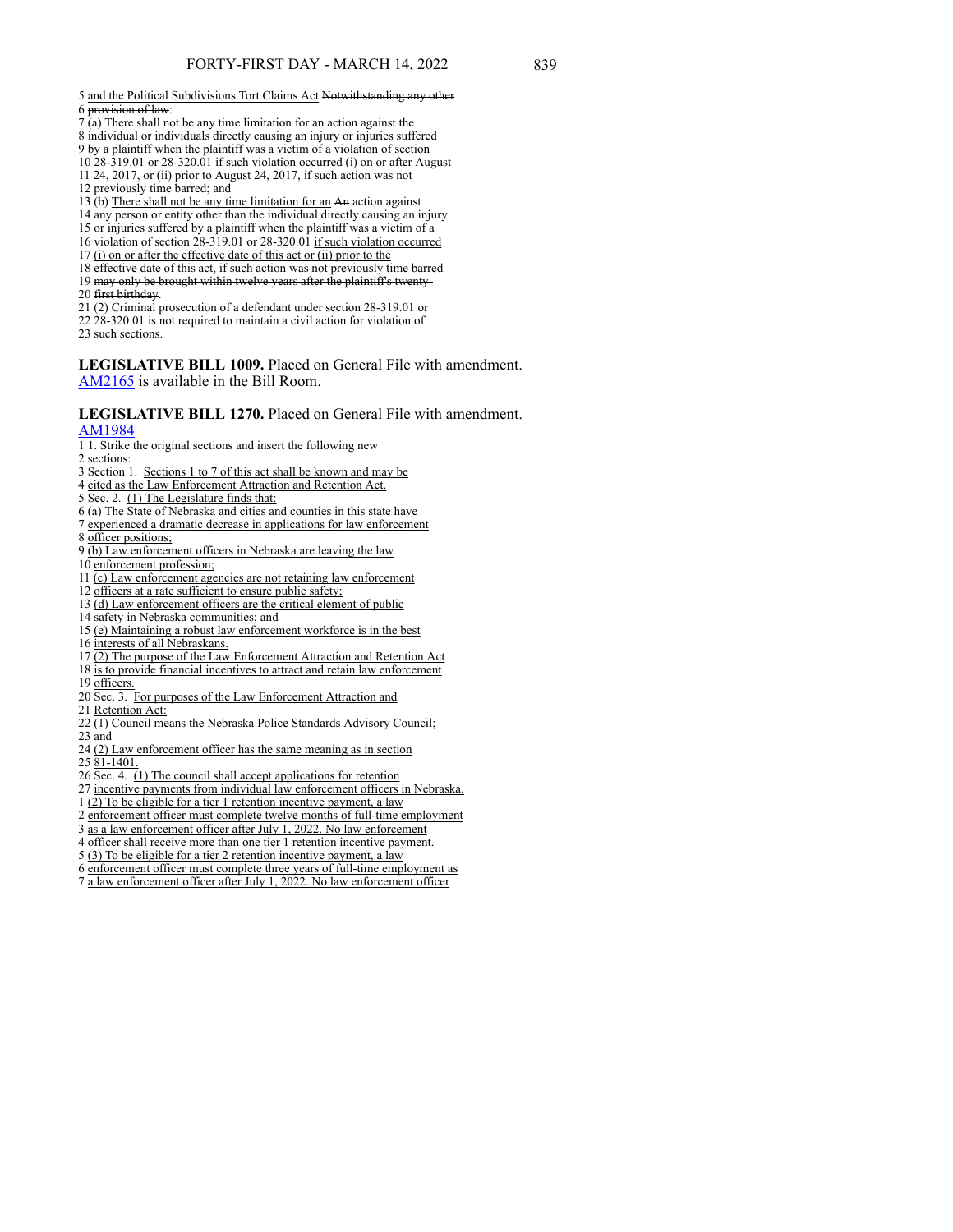5 and the Political Subdivisions Tort Claims Act ~~Notwithstanding any other~~
6 ~~provision of law~~:
7 (a) There shall not be any time limitation for an action against the
8 individual or individuals directly causing an injury or injuries suffered
9 by a plaintiff when the plaintiff was a victim of a violation of section
10 28-319.01 or 28-320.01 if such violation occurred (i) on or after August
11 24, 2017, or (ii) prior to August 24, 2017, if such action was not
12 previously time barred; and
13 (b) <u>There shall not be any time limitation for an</u> ~~An~~ action against
14 any person or entity other than the individual directly causing an injury
15 or injuries suffered by a plaintiff when the plaintiff was a victim of a
16 violation of section 28-319.01 or 28-320.01 <u>if such violation occurred</u>
17 <u>(i) on or after the effective date of this act or (ii) prior to the</u>
18 <u>effective date of this act, if such action was not previously time barred</u>
19 ~~may only be brought within twelve years after the plaintiff's twenty-~~
20 ~~first birthday~~.
21 (2) Criminal prosecution of a defendant under section 28-319.01 or
22 28-320.01 is not required to maintain a civil action for violation of
23 such sections.

**LEGISLATIVE BILL 1009.** Placed on General File with amendment. AM2165 is available in the Bill Room.

**LEGISLATIVE BILL 1270.** Placed on General File with amendment.
AM1984

1 1. Strike the original sections and insert the following new
2 sections:
3 Section 1. <u>Sections 1 to 7 of this act shall be known and may be</u>
4 <u>cited as the Law Enforcement Attraction and Retention Act.</u>
5 Sec. 2. <u>(1) The Legislature finds that:</u>
6 <u>(a) The State of Nebraska and cities and counties in this state have</u>
7 <u>experienced a dramatic decrease in applications for law enforcement</u>
8 <u>officer positions;</u>
9 <u>(b) Law enforcement officers in Nebraska are leaving the law</u>
10 <u>enforcement profession;</u>
11 <u>(c) Law enforcement agencies are not retaining law enforcement</u>
12 <u>officers at a rate sufficient to ensure public safety;</u>
13 <u>(d) Law enforcement officers are the critical element of public</u>
14 <u>safety in Nebraska communities; and</u>
15 <u>(e) Maintaining a robust law enforcement workforce is in the best</u>
16 <u>interests of all Nebraskans.</u>
17 <u>(2) The purpose of the Law Enforcement Attraction and Retention Act</u>
18 <u>is to provide financial incentives to attract and retain law enforcement</u>
19 <u>officers.</u>
20 Sec. 3. <u>For purposes of the Law Enforcement Attraction and</u>
21 <u>Retention Act:</u>
22 <u>(1) Council means the Nebraska Police Standards Advisory Council;</u>
23 <u>and</u>
24 <u>(2) Law enforcement officer has the same meaning as in section</u>
25 <u>81-1401.</u>
26 Sec. 4. <u>(1) The council shall accept applications for retention</u>
27 <u>incentive payments from individual law enforcement officers in Nebraska.</u>
1 <u>(2) To be eligible for a tier 1 retention incentive payment, a law</u>
2 <u>enforcement officer must complete twelve months of full-time employment</u>
3 <u>as a law enforcement officer after July 1, 2022. No law enforcement</u>
4 <u>officer shall receive more than one tier 1 retention incentive payment.</u>
5 <u>(3) To be eligible for a tier 2 retention incentive payment, a law</u>
6 <u>enforcement officer must complete three years of full-time employment as</u>
7 <u>a law enforcement officer after July 1, 2022. No law enforcement officer</u>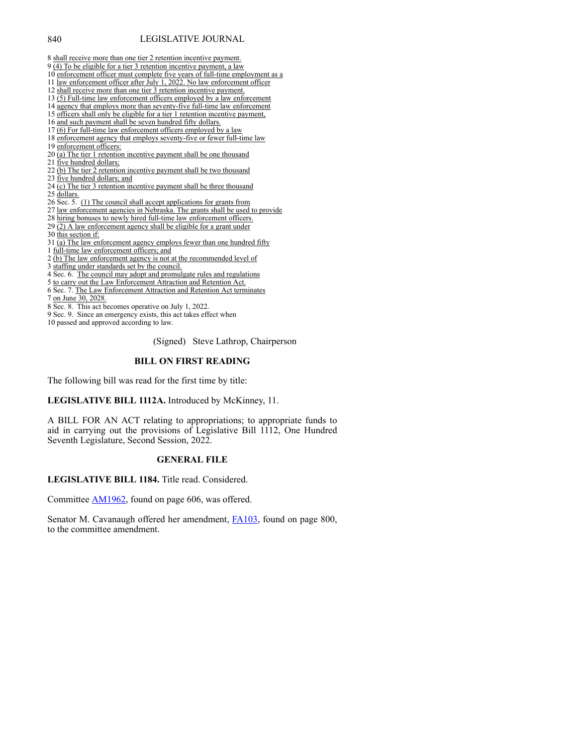8 shall receive more than one tier 2 retention incentive payment.
9 (4) To be eligible for a tier 3 retention incentive payment, a law
10 enforcement officer must complete five years of full-time employment as a
11 law enforcement officer after July 1, 2022. No law enforcement officer
12 shall receive more than one tier 3 retention incentive payment.
13 (5) Full-time law enforcement officers employed by a law enforcement
14 agency that employs more than seventy-five full-time law enforcement
15 officers shall only be eligible for a tier 1 retention incentive payment,
16 and such payment shall be seven hundred fifty dollars.
17 (6) For full-time law enforcement officers employed by a law
18 enforcement agency that employs seventy-five or fewer full-time law
19 enforcement officers:
20 (a) The tier 1 retention incentive payment shall be one thousand
21 five hundred dollars;
22 (b) The tier 2 retention incentive payment shall be two thousand
23 five hundred dollars; and
24 (c) The tier 3 retention incentive payment shall be three thousand
25 dollars.
26 Sec. 5. (1) The council shall accept applications for grants from
27 law enforcement agencies in Nebraska. The grants shall be used to provide
28 hiring bonuses to newly hired full-time law enforcement officers.
29 (2) A law enforcement agency shall be eligible for a grant under
30 this section if:
31 (a) The law enforcement agency employs fewer than one hundred fifty
1 full-time law enforcement officers; and
2 (b) The law enforcement agency is not at the recommended level of
3 staffing under standards set by the council.
4 Sec. 6. The council may adopt and promulgate rules and regulations
5 to carry out the Law Enforcement Attraction and Retention Act.
6 Sec. 7. The Law Enforcement Attraction and Retention Act terminates
7 on June 30, 2028.
8 Sec. 8. This act becomes operative on July 1, 2022.
9 Sec. 9. Since an emergency exists, this act takes effect when
10 passed and approved according to law.

(Signed) Steve Lathrop, Chairperson

## BILL ON FIRST READING

The following bill was read for the first time by title:

**LEGISLATIVE BILL 1112A.** Introduced by McKinney, 11.

A BILL FOR AN ACT relating to appropriations; to appropriate funds to aid in carrying out the provisions of Legislative Bill 1112, One Hundred Seventh Legislature, Second Session, 2022.

## GENERAL FILE

**LEGISLATIVE BILL 1184.** Title read. Considered.

Committee AM1962, found on page 606, was offered.

Senator M. Cavanaugh offered her amendment, FA103, found on page 800, to the committee amendment.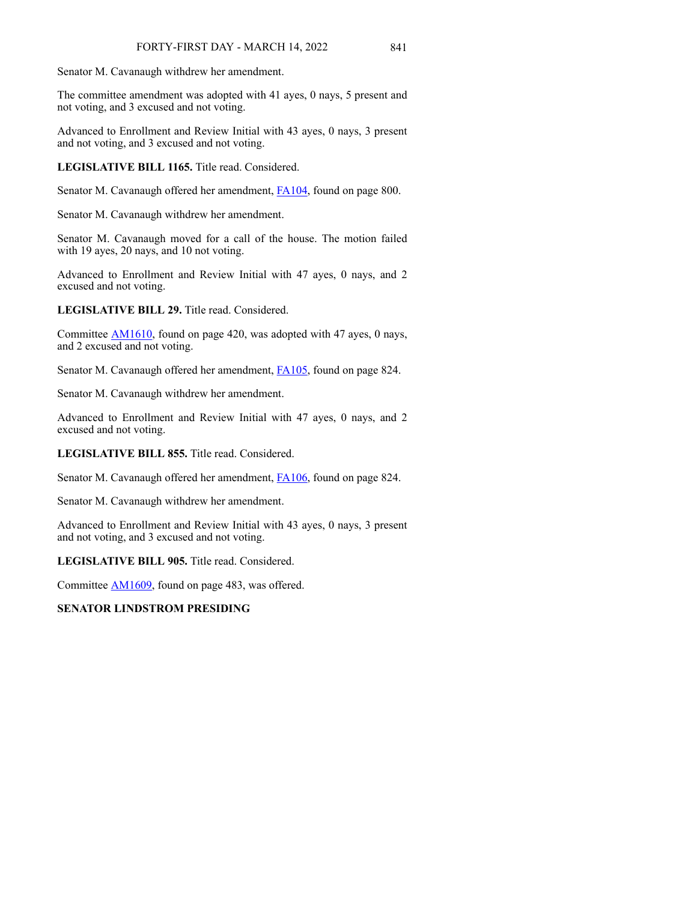Senator M. Cavanaugh withdrew her amendment.

The committee amendment was adopted with 41 ayes, 0 nays, 5 present and not voting, and 3 excused and not voting.

Advanced to Enrollment and Review Initial with 43 ayes, 0 nays, 3 present and not voting, and 3 excused and not voting.

**LEGISLATIVE BILL 1165.** Title read. Considered.

Senator M. Cavanaugh offered her amendment, FA104, found on page 800.

Senator M. Cavanaugh withdrew her amendment.

Senator M. Cavanaugh moved for a call of the house. The motion failed with 19 ayes, 20 nays, and 10 not voting.

Advanced to Enrollment and Review Initial with 47 ayes, 0 nays, and 2 excused and not voting.

**LEGISLATIVE BILL 29.** Title read. Considered.

Committee AM1610, found on page 420, was adopted with 47 ayes, 0 nays, and 2 excused and not voting.

Senator M. Cavanaugh offered her amendment, FA105, found on page 824.

Senator M. Cavanaugh withdrew her amendment.

Advanced to Enrollment and Review Initial with 47 ayes, 0 nays, and 2 excused and not voting.

**LEGISLATIVE BILL 855.** Title read. Considered.

Senator M. Cavanaugh offered her amendment, FA106, found on page 824.

Senator M. Cavanaugh withdrew her amendment.

Advanced to Enrollment and Review Initial with 43 ayes, 0 nays, 3 present and not voting, and 3 excused and not voting.

**LEGISLATIVE BILL 905.** Title read. Considered.

Committee AM1609, found on page 483, was offered.

**SENATOR LINDSTROM PRESIDING**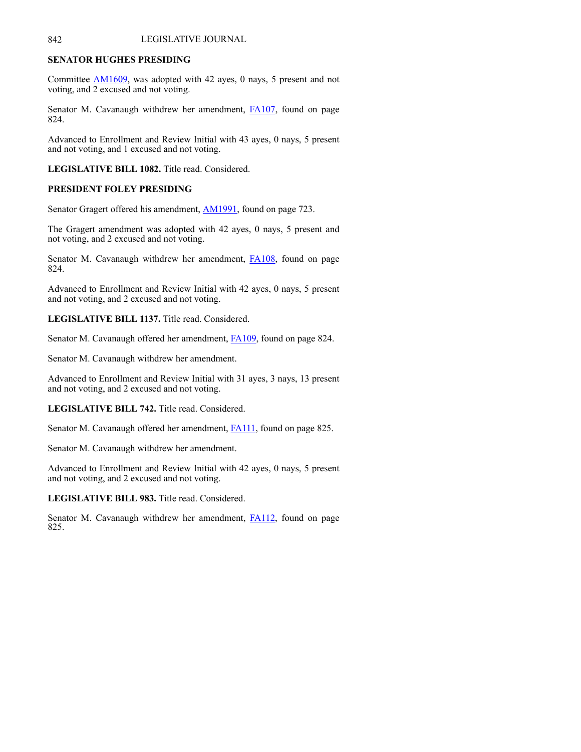**SENATOR HUGHES PRESIDING**

Committee AM1609, was adopted with 42 ayes, 0 nays, 5 present and not voting, and 2 excused and not voting.

Senator M. Cavanaugh withdrew her amendment, FA107, found on page 824.

Advanced to Enrollment and Review Initial with 43 ayes, 0 nays, 5 present and not voting, and 1 excused and not voting.

**LEGISLATIVE BILL 1082.** Title read. Considered.

**PRESIDENT FOLEY PRESIDING**

Senator Gragert offered his amendment, AM1991, found on page 723.

The Gragert amendment was adopted with 42 ayes, 0 nays, 5 present and not voting, and 2 excused and not voting.

Senator M. Cavanaugh withdrew her amendment, FA108, found on page 824.

Advanced to Enrollment and Review Initial with 42 ayes, 0 nays, 5 present and not voting, and 2 excused and not voting.

**LEGISLATIVE BILL 1137.** Title read. Considered.

Senator M. Cavanaugh offered her amendment, FA109, found on page 824.

Senator M. Cavanaugh withdrew her amendment.

Advanced to Enrollment and Review Initial with 31 ayes, 3 nays, 13 present and not voting, and 2 excused and not voting.

**LEGISLATIVE BILL 742.** Title read. Considered.

Senator M. Cavanaugh offered her amendment, FA111, found on page 825.

Senator M. Cavanaugh withdrew her amendment.

Advanced to Enrollment and Review Initial with 42 ayes, 0 nays, 5 present and not voting, and 2 excused and not voting.

**LEGISLATIVE BILL 983.** Title read. Considered.

Senator M. Cavanaugh withdrew her amendment, FA112, found on page 825.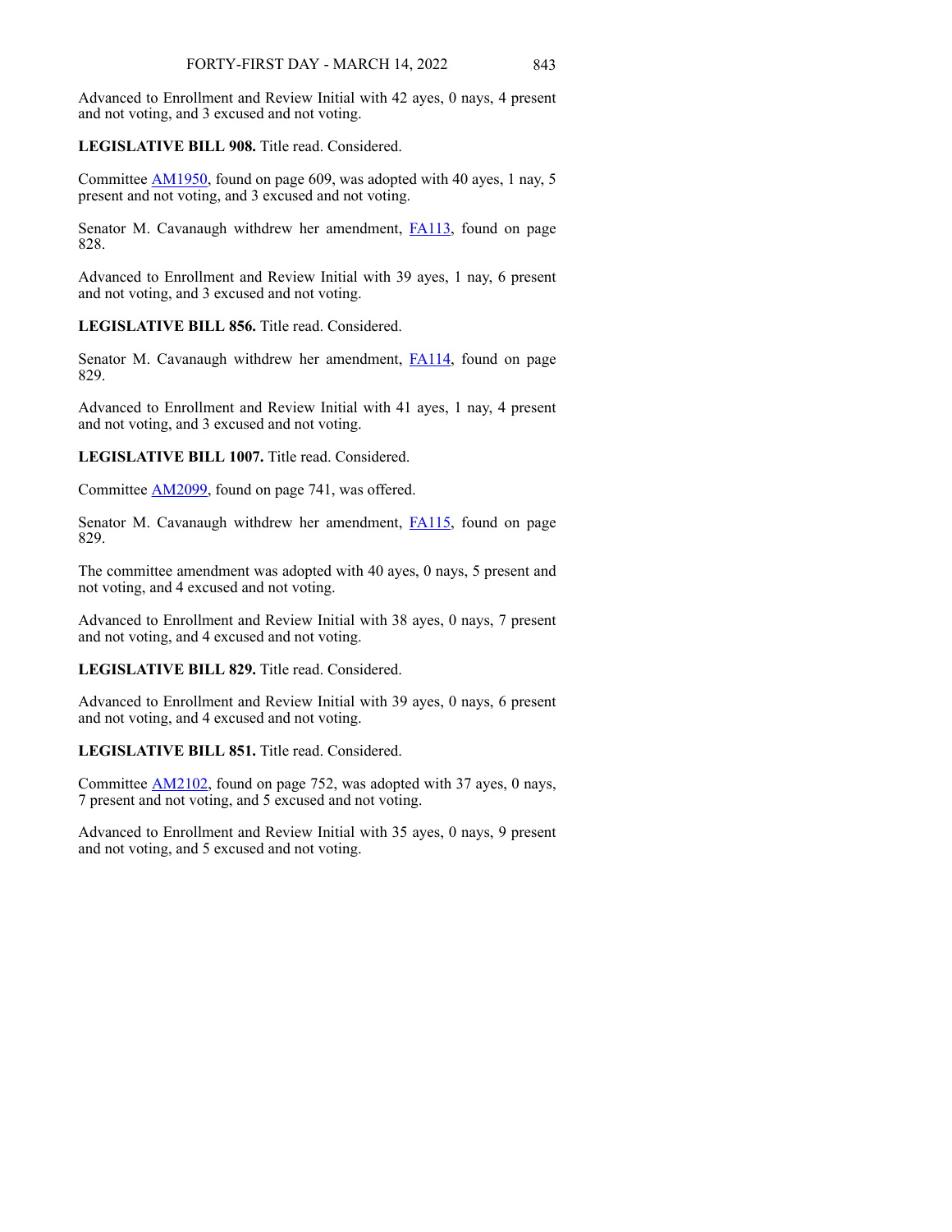Advanced to Enrollment and Review Initial with 42 ayes, 0 nays, 4 present and not voting, and 3 excused and not voting.

**LEGISLATIVE BILL 908.** Title read. Considered.

Committee AM1950, found on page 609, was adopted with 40 ayes, 1 nay, 5 present and not voting, and 3 excused and not voting.

Senator M. Cavanaugh withdrew her amendment, FA113, found on page 828.

Advanced to Enrollment and Review Initial with 39 ayes, 1 nay, 6 present and not voting, and 3 excused and not voting.

**LEGISLATIVE BILL 856.** Title read. Considered.

Senator M. Cavanaugh withdrew her amendment, FA114, found on page 829.

Advanced to Enrollment and Review Initial with 41 ayes, 1 nay, 4 present and not voting, and 3 excused and not voting.

**LEGISLATIVE BILL 1007.** Title read. Considered.

Committee AM2099, found on page 741, was offered.

Senator M. Cavanaugh withdrew her amendment, FA115, found on page 829.

The committee amendment was adopted with 40 ayes, 0 nays, 5 present and not voting, and 4 excused and not voting.

Advanced to Enrollment and Review Initial with 38 ayes, 0 nays, 7 present and not voting, and 4 excused and not voting.

**LEGISLATIVE BILL 829.** Title read. Considered.

Advanced to Enrollment and Review Initial with 39 ayes, 0 nays, 6 present and not voting, and 4 excused and not voting.

**LEGISLATIVE BILL 851.** Title read. Considered.

Committee AM2102, found on page 752, was adopted with 37 ayes, 0 nays, 7 present and not voting, and 5 excused and not voting.

Advanced to Enrollment and Review Initial with 35 ayes, 0 nays, 9 present and not voting, and 5 excused and not voting.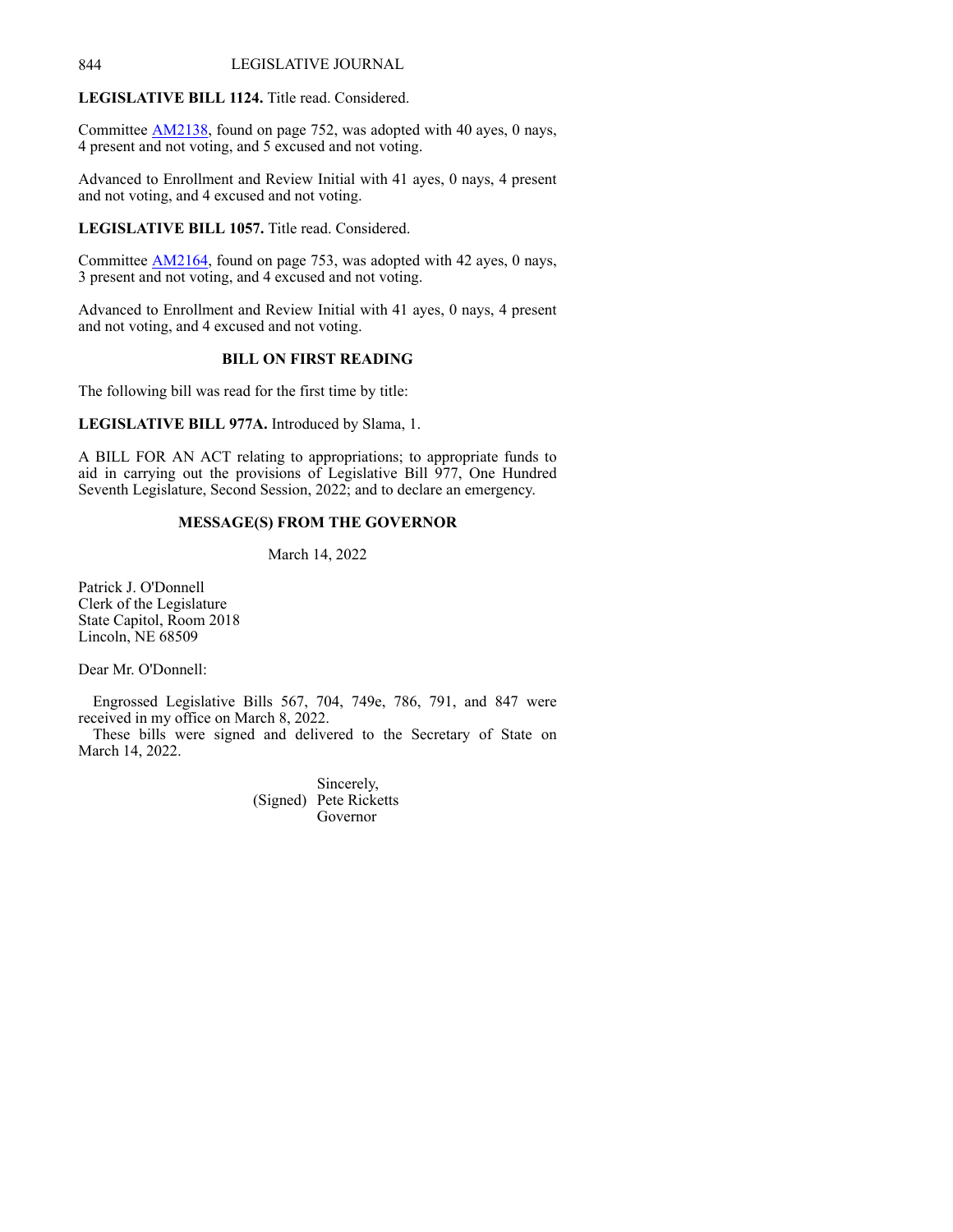**LEGISLATIVE BILL 1124.** Title read. Considered.

Committee AM2138, found on page 752, was adopted with 40 ayes, 0 nays, 4 present and not voting, and 5 excused and not voting.

Advanced to Enrollment and Review Initial with 41 ayes, 0 nays, 4 present and not voting, and 4 excused and not voting.

**LEGISLATIVE BILL 1057.** Title read. Considered.

Committee AM2164, found on page 753, was adopted with 42 ayes, 0 nays, 3 present and not voting, and 4 excused and not voting.

Advanced to Enrollment and Review Initial with 41 ayes, 0 nays, 4 present and not voting, and 4 excused and not voting.

## BILL ON FIRST READING

The following bill was read for the first time by title:

**LEGISLATIVE BILL 977A.** Introduced by Slama, 1.

A BILL FOR AN ACT relating to appropriations; to appropriate funds to aid in carrying out the provisions of Legislative Bill 977, One Hundred Seventh Legislature, Second Session, 2022; and to declare an emergency.

## MESSAGE(S) FROM THE GOVERNOR

March 14, 2022

Patrick J. O'Donnell
Clerk of the Legislature
State Capitol, Room 2018
Lincoln, NE 68509

Dear Mr. O'Donnell:

Engrossed Legislative Bills 567, 704, 749e, 786, 791, and 847 were received in my office on March 8, 2022.

These bills were signed and delivered to the Secretary of State on March 14, 2022.

Sincerely,
(Signed) Pete Ricketts
Governor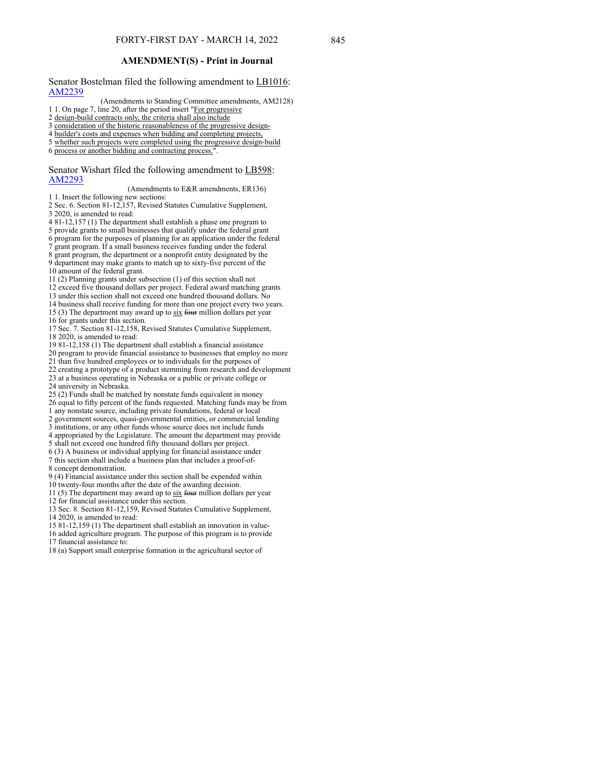## AMENDMENT(S) - Print in Journal

Senator Bostelman filed the following amendment to LB1016:
AM2239

(Amendments to Standing Committee amendments, AM2128)

1 1. On page 7, line 20, after the period insert "<u>For progressive</u>
2 <u>design-build contracts only, the criteria shall also include</u>
3 <u>consideration of the historic reasonableness of the progressive design-</u>
4 <u>builder's costs and expenses when bidding and completing projects,</u>
5 <u>whether such projects were completed using the progressive design-build</u>
6 <u>process or another bidding and contracting process.</u>".

Senator Wishart filed the following amendment to LB598:
AM2293

(Amendments to E&R amendments, ER136)

1 1. Insert the following new sections:
2 Sec. 6. Section 81-12,157, Revised Statutes Cumulative Supplement,
3 2020, is amended to read:
4 81-12,157 (1) The department shall establish a phase one program to
5 provide grants to small businesses that qualify under the federal grant
6 program for the purposes of planning for an application under the federal
7 grant program. If a small business receives funding under the federal
8 grant program, the department or a nonprofit entity designated by the
9 department may make grants to match up to sixty-five percent of the
10 amount of the federal grant.
11 (2) Planning grants under subsection (1) of this section shall not
12 exceed five thousand dollars per project. Federal award matching grants
13 under this section shall not exceed one hundred thousand dollars. No
14 business shall receive funding for more than one project every two years.
15 (3) The department may award up to <u>six</u> ~~four~~ million dollars per year
16 for grants under this section.
17 Sec. 7. Section 81-12,158, Revised Statutes Cumulative Supplement,
18 2020, is amended to read:
19 81-12,158 (1) The department shall establish a financial assistance
20 program to provide financial assistance to businesses that employ no more
21 than five hundred employees or to individuals for the purposes of
22 creating a prototype of a product stemming from research and development
23 at a business operating in Nebraska or a public or private college or
24 university in Nebraska.
25 (2) Funds shall be matched by nonstate funds equivalent in money
26 equal to fifty percent of the funds requested. Matching funds may be from
1 any nonstate source, including private foundations, federal or local
2 government sources, quasi-governmental entities, or commercial lending
3 institutions, or any other funds whose source does not include funds
4 appropriated by the Legislature. The amount the department may provide
5 shall not exceed one hundred fifty thousand dollars per project.
6 (3) A business or individual applying for financial assistance under
7 this section shall include a business plan that includes a proof-of-
8 concept demonstration.
9 (4) Financial assistance under this section shall be expended within
10 twenty-four months after the date of the awarding decision.
11 (5) The department may award up to <u>six</u> ~~four~~ million dollars per year
12 for financial assistance under this section.
13 Sec. 8. Section 81-12,159, Revised Statutes Cumulative Supplement,
14 2020, is amended to read:
15 81-12,159 (1) The department shall establish an innovation in value-
16 added agriculture program. The purpose of this program is to provide
17 financial assistance to:
18 (a) Support small enterprise formation in the agricultural sector of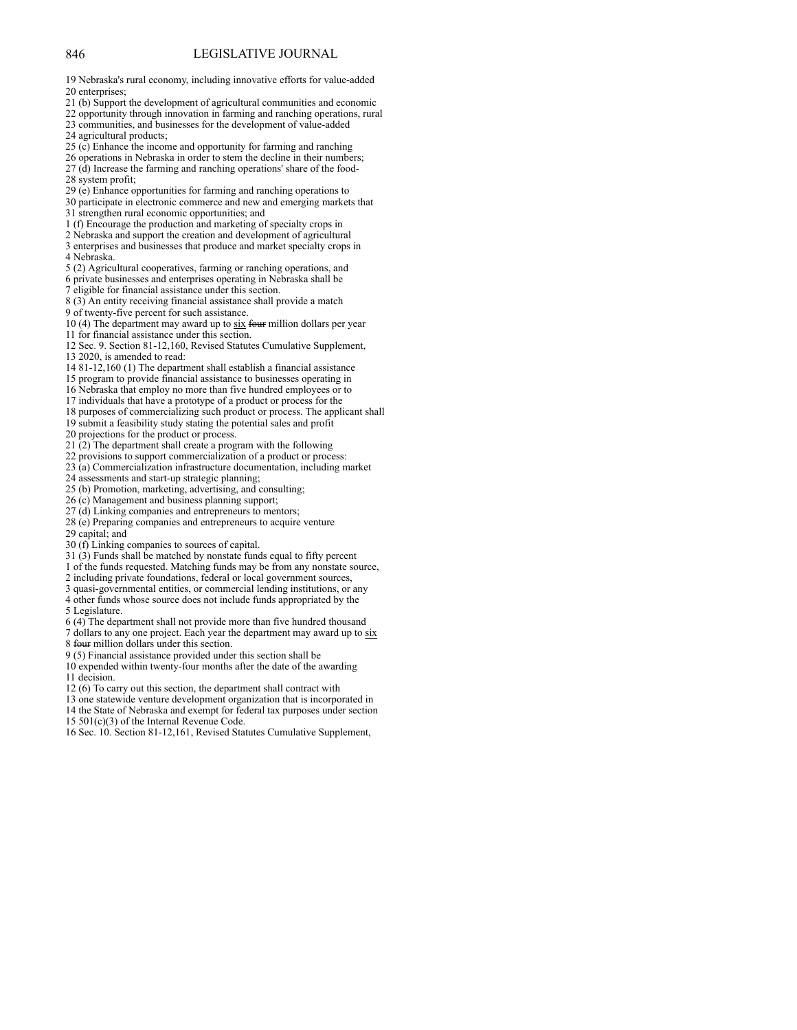19 Nebraska's rural economy, including innovative efforts for value-added
20 enterprises;
21 (b) Support the development of agricultural communities and economic
22 opportunity through innovation in farming and ranching operations, rural
23 communities, and businesses for the development of value-added
24 agricultural products;
25 (c) Enhance the income and opportunity for farming and ranching
26 operations in Nebraska in order to stem the decline in their numbers;
27 (d) Increase the farming and ranching operations' share of the food-
28 system profit;
29 (e) Enhance opportunities for farming and ranching operations to
30 participate in electronic commerce and new and emerging markets that
31 strengthen rural economic opportunities; and
1 (f) Encourage the production and marketing of specialty crops in
2 Nebraska and support the creation and development of agricultural
3 enterprises and businesses that produce and market specialty crops in
4 Nebraska.
5 (2) Agricultural cooperatives, farming or ranching operations, and
6 private businesses and enterprises operating in Nebraska shall be
7 eligible for financial assistance under this section.
8 (3) An entity receiving financial assistance shall provide a match
9 of twenty-five percent for such assistance.
10 (4) The department may award up to <u>six</u> ~~four~~ million dollars per year
11 for financial assistance under this section.
12 Sec. 9. Section 81-12,160, Revised Statutes Cumulative Supplement,
13 2020, is amended to read:
14 81-12,160 (1) The department shall establish a financial assistance
15 program to provide financial assistance to businesses operating in
16 Nebraska that employ no more than five hundred employees or to
17 individuals that have a prototype of a product or process for the
18 purposes of commercializing such product or process. The applicant shall
19 submit a feasibility study stating the potential sales and profit
20 projections for the product or process.
21 (2) The department shall create a program with the following
22 provisions to support commercialization of a product or process:
23 (a) Commercialization infrastructure documentation, including market
24 assessments and start-up strategic planning;
25 (b) Promotion, marketing, advertising, and consulting;
26 (c) Management and business planning support;
27 (d) Linking companies and entrepreneurs to mentors;
28 (e) Preparing companies and entrepreneurs to acquire venture
29 capital; and
30 (f) Linking companies to sources of capital.
31 (3) Funds shall be matched by nonstate funds equal to fifty percent
1 of the funds requested. Matching funds may be from any nonstate source,
2 including private foundations, federal or local government sources,
3 quasi-governmental entities, or commercial lending institutions, or any
4 other funds whose source does not include funds appropriated by the
5 Legislature.
6 (4) The department shall not provide more than five hundred thousand
7 dollars to any one project. Each year the department may award up to <u>six</u>
8 ~~four~~ million dollars under this section.
9 (5) Financial assistance provided under this section shall be
10 expended within twenty-four months after the date of the awarding
11 decision.
12 (6) To carry out this section, the department shall contract with
13 one statewide venture development organization that is incorporated in
14 the State of Nebraska and exempt for federal tax purposes under section
15 501(c)(3) of the Internal Revenue Code.
16 Sec. 10. Section 81-12,161, Revised Statutes Cumulative Supplement,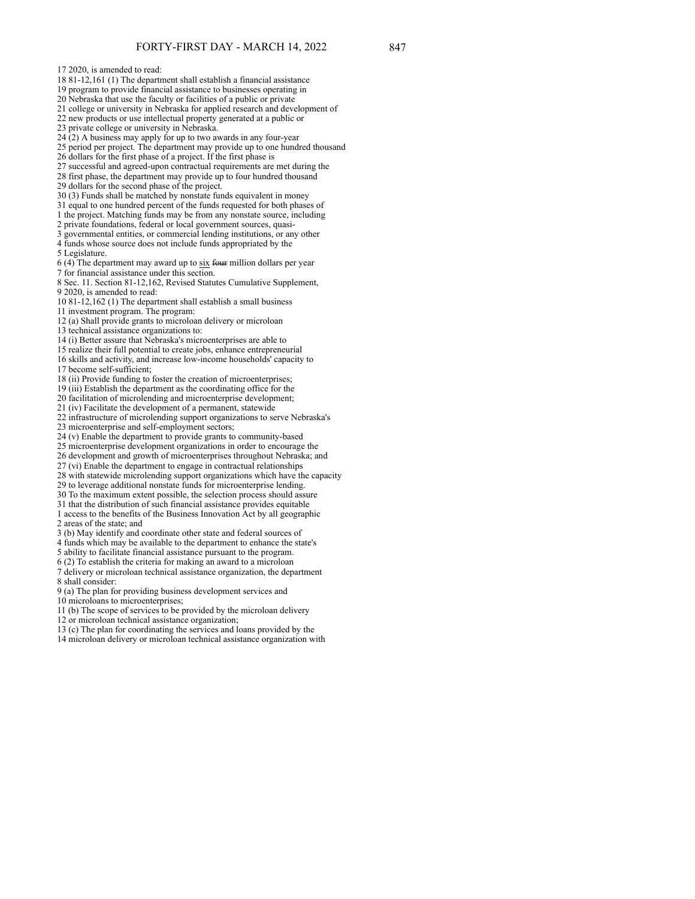17 2020, is amended to read:
18 81-12,161 (1) The department shall establish a financial assistance
19 program to provide financial assistance to businesses operating in
20 Nebraska that use the faculty or facilities of a public or private
21 college or university in Nebraska for applied research and development of
22 new products or use intellectual property generated at a public or
23 private college or university in Nebraska.
24 (2) A business may apply for up to two awards in any four-year
25 period per project. The department may provide up to one hundred thousand
26 dollars for the first phase of a project. If the first phase is
27 successful and agreed-upon contractual requirements are met during the
28 first phase, the department may provide up to four hundred thousand
29 dollars for the second phase of the project.
30 (3) Funds shall be matched by nonstate funds equivalent in money
31 equal to one hundred percent of the funds requested for both phases of
1 the project. Matching funds may be from any nonstate source, including
2 private foundations, federal or local government sources, quasi-
3 governmental entities, or commercial lending institutions, or any other
4 funds whose source does not include funds appropriated by the
5 Legislature.
6 (4) The department may award up to <u>six</u> ~~four~~ million dollars per year
7 for financial assistance under this section.
8 Sec. 11. Section 81-12,162, Revised Statutes Cumulative Supplement,
9 2020, is amended to read:
10 81-12,162 (1) The department shall establish a small business
11 investment program. The program:
12 (a) Shall provide grants to microloan delivery or microloan
13 technical assistance organizations to:
14 (i) Better assure that Nebraska's microenterprises are able to
15 realize their full potential to create jobs, enhance entrepreneurial
16 skills and activity, and increase low-income households' capacity to
17 become self-sufficient;
18 (ii) Provide funding to foster the creation of microenterprises;
19 (iii) Establish the department as the coordinating office for the
20 facilitation of microlending and microenterprise development;
21 (iv) Facilitate the development of a permanent, statewide
22 infrastructure of microlending support organizations to serve Nebraska's
23 microenterprise and self-employment sectors;
24 (v) Enable the department to provide grants to community-based
25 microenterprise development organizations in order to encourage the
26 development and growth of microenterprises throughout Nebraska; and
27 (vi) Enable the department to engage in contractual relationships
28 with statewide microlending support organizations which have the capacity
29 to leverage additional nonstate funds for microenterprise lending.
30 To the maximum extent possible, the selection process should assure
31 that the distribution of such financial assistance provides equitable
1 access to the benefits of the Business Innovation Act by all geographic
2 areas of the state; and
3 (b) May identify and coordinate other state and federal sources of
4 funds which may be available to the department to enhance the state's
5 ability to facilitate financial assistance pursuant to the program.
6 (2) To establish the criteria for making an award to a microloan
7 delivery or microloan technical assistance organization, the department
8 shall consider:
9 (a) The plan for providing business development services and
10 microloans to microenterprises;
11 (b) The scope of services to be provided by the microloan delivery
12 or microloan technical assistance organization;
13 (c) The plan for coordinating the services and loans provided by the
14 microloan delivery or microloan technical assistance organization with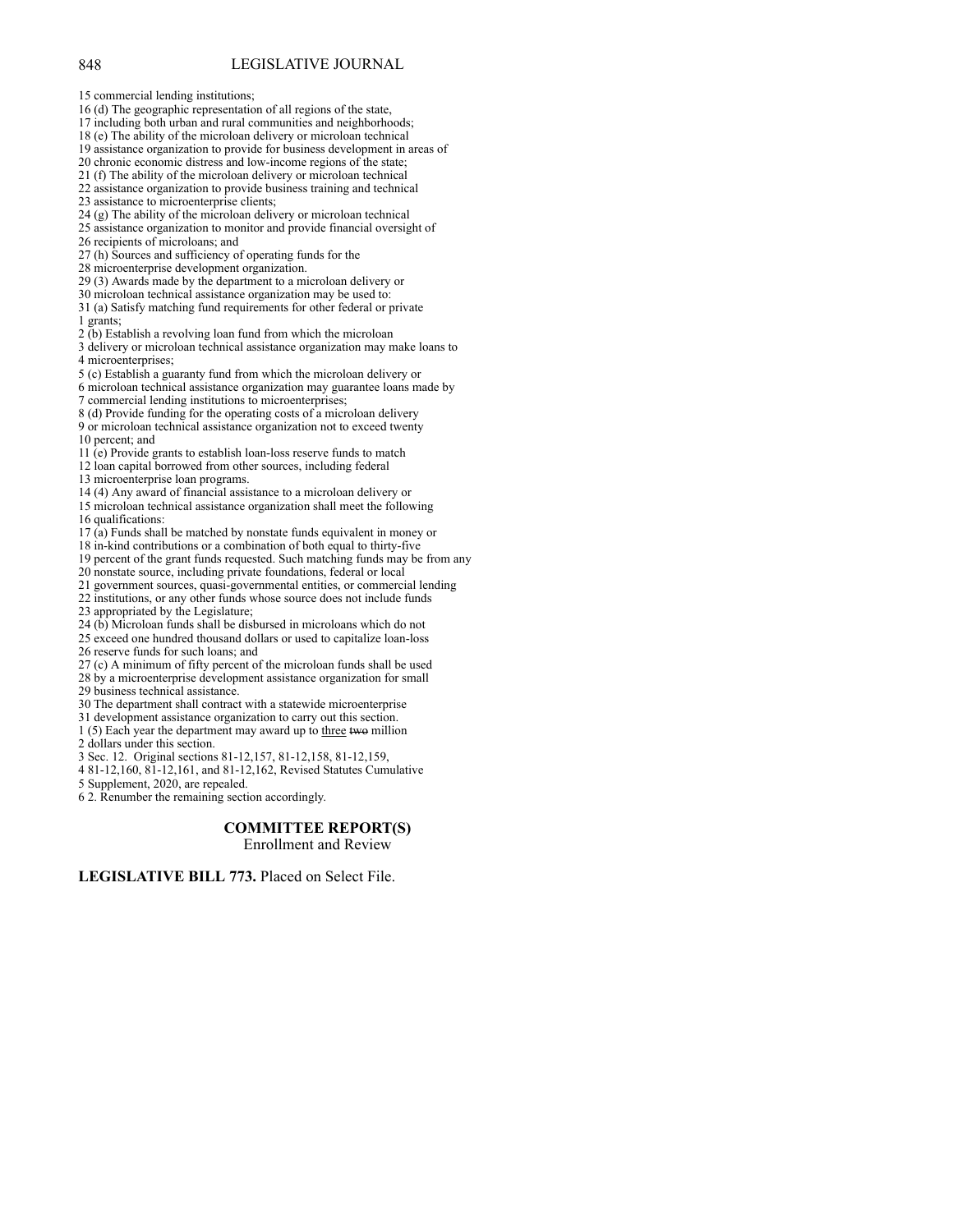15 commercial lending institutions;
16 (d) The geographic representation of all regions of the state,
17 including both urban and rural communities and neighborhoods;
18 (e) The ability of the microloan delivery or microloan technical
19 assistance organization to provide for business development in areas of
20 chronic economic distress and low-income regions of the state;
21 (f) The ability of the microloan delivery or microloan technical
22 assistance organization to provide business training and technical
23 assistance to microenterprise clients;
24 (g) The ability of the microloan delivery or microloan technical
25 assistance organization to monitor and provide financial oversight of
26 recipients of microloans; and
27 (h) Sources and sufficiency of operating funds for the
28 microenterprise development organization.
29 (3) Awards made by the department to a microloan delivery or
30 microloan technical assistance organization may be used to:
31 (a) Satisfy matching fund requirements for other federal or private
1 grants;
2 (b) Establish a revolving loan fund from which the microloan
3 delivery or microloan technical assistance organization may make loans to
4 microenterprises;
5 (c) Establish a guaranty fund from which the microloan delivery or
6 microloan technical assistance organization may guarantee loans made by
7 commercial lending institutions to microenterprises;
8 (d) Provide funding for the operating costs of a microloan delivery
9 or microloan technical assistance organization not to exceed twenty
10 percent; and
11 (e) Provide grants to establish loan-loss reserve funds to match
12 loan capital borrowed from other sources, including federal
13 microenterprise loan programs.
14 (4) Any award of financial assistance to a microloan delivery or
15 microloan technical assistance organization shall meet the following
16 qualifications:
17 (a) Funds shall be matched by nonstate funds equivalent in money or
18 in-kind contributions or a combination of both equal to thirty-five
19 percent of the grant funds requested. Such matching funds may be from any
20 nonstate source, including private foundations, federal or local
21 government sources, quasi-governmental entities, or commercial lending
22 institutions, or any other funds whose source does not include funds
23 appropriated by the Legislature;
24 (b) Microloan funds shall be disbursed in microloans which do not
25 exceed one hundred thousand dollars or used to capitalize loan-loss
26 reserve funds for such loans; and
27 (c) A minimum of fifty percent of the microloan funds shall be used
28 by a microenterprise development assistance organization for small
29 business technical assistance.
30 The department shall contract with a statewide microenterprise
31 development assistance organization to carry out this section.
1 (5) Each year the department may award up to <u>three</u> ~~two~~ million
2 dollars under this section.
3 Sec. 12. Original sections 81-12,157, 81-12,158, 81-12,159,
4 81-12,160, 81-12,161, and 81-12,162, Revised Statutes Cumulative
5 Supplement, 2020, are repealed.
6 2. Renumber the remaining section accordingly.

## COMMITTEE REPORT(S)

Enrollment and Review

**LEGISLATIVE BILL 773.** Placed on Select File.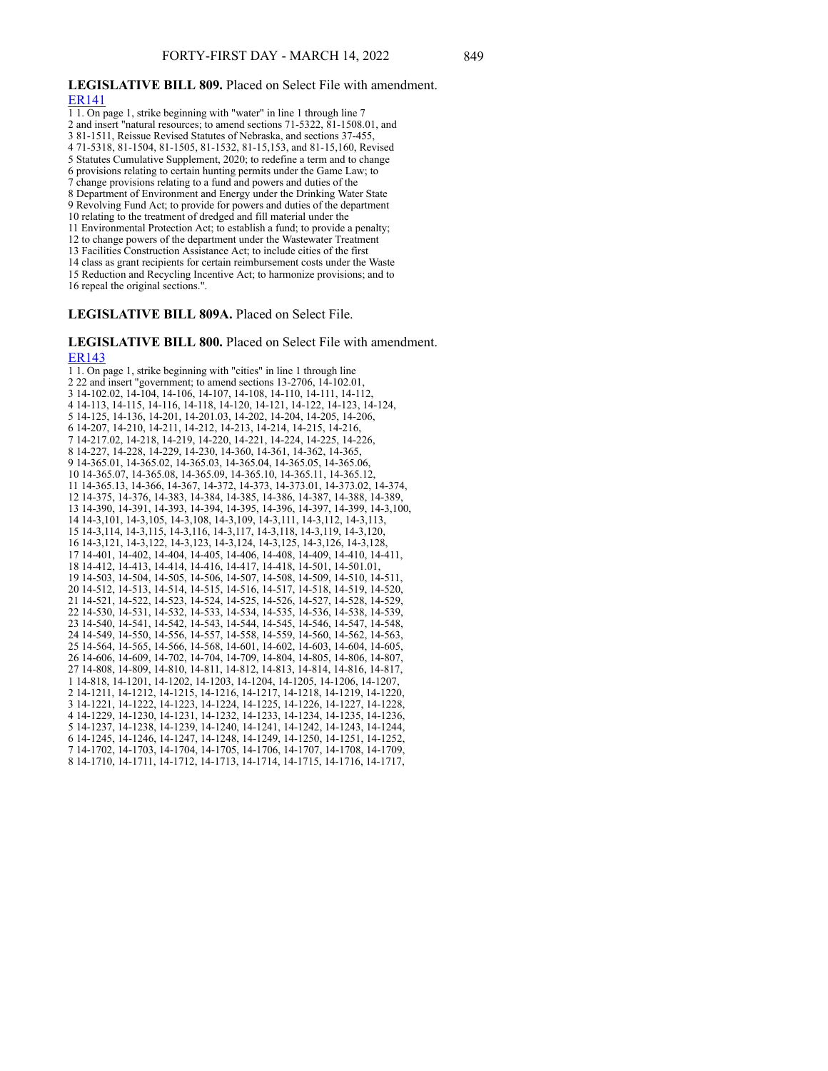**LEGISLATIVE BILL 809.** Placed on Select File with amendment.
ER141

1 1. On page 1, strike beginning with "water" in line 1 through line 7
2 and insert "natural resources; to amend sections 71-5322, 81-1508.01, and
3 81-1511, Reissue Revised Statutes of Nebraska, and sections 37-455,
4 71-5318, 81-1504, 81-1505, 81-1532, 81-15,153, and 81-15,160, Revised
5 Statutes Cumulative Supplement, 2020; to redefine a term and to change
6 provisions relating to certain hunting permits under the Game Law; to
7 change provisions relating to a fund and powers and duties of the
8 Department of Environment and Energy under the Drinking Water State
9 Revolving Fund Act; to provide for powers and duties of the department
10 relating to the treatment of dredged and fill material under the
11 Environmental Protection Act; to establish a fund; to provide a penalty;
12 to change powers of the department under the Wastewater Treatment
13 Facilities Construction Assistance Act; to include cities of the first
14 class as grant recipients for certain reimbursement costs under the Waste
15 Reduction and Recycling Incentive Act; to harmonize provisions; and to
16 repeal the original sections.".

**LEGISLATIVE BILL 809A.** Placed on Select File.

**LEGISLATIVE BILL 800.** Placed on Select File with amendment.
ER143

1 1. On page 1, strike beginning with "cities" in line 1 through line
2 22 and insert "government; to amend sections 13-2706, 14-102.01,
3 14-102.02, 14-104, 14-106, 14-107, 14-108, 14-110, 14-111, 14-112,
4 14-113, 14-115, 14-116, 14-118, 14-120, 14-121, 14-122, 14-123, 14-124,
5 14-125, 14-136, 14-201, 14-201.03, 14-202, 14-204, 14-205, 14-206,
6 14-207, 14-210, 14-211, 14-212, 14-213, 14-214, 14-215, 14-216,
7 14-217.02, 14-218, 14-219, 14-220, 14-221, 14-224, 14-225, 14-226,
8 14-227, 14-228, 14-229, 14-230, 14-360, 14-361, 14-362, 14-365,
9 14-365.01, 14-365.02, 14-365.03, 14-365.04, 14-365.05, 14-365.06,
10 14-365.07, 14-365.08, 14-365.09, 14-365.10, 14-365.11, 14-365.12,
11 14-365.13, 14-366, 14-367, 14-372, 14-373, 14-373.01, 14-373.02, 14-374,
12 14-375, 14-376, 14-383, 14-384, 14-385, 14-386, 14-387, 14-388, 14-389,
13 14-390, 14-391, 14-393, 14-394, 14-395, 14-396, 14-397, 14-399, 14-3,100,
14 14-3,101, 14-3,105, 14-3,108, 14-3,109, 14-3,111, 14-3,112, 14-3,113,
15 14-3,114, 14-3,115, 14-3,116, 14-3,117, 14-3,118, 14-3,119, 14-3,120,
16 14-3,121, 14-3,122, 14-3,123, 14-3,124, 14-3,125, 14-3,126, 14-3,128,
17 14-401, 14-402, 14-404, 14-405, 14-406, 14-408, 14-409, 14-410, 14-411,
18 14-412, 14-413, 14-414, 14-416, 14-417, 14-418, 14-501, 14-501.01,
19 14-503, 14-504, 14-505, 14-506, 14-507, 14-508, 14-509, 14-510, 14-511,
20 14-512, 14-513, 14-514, 14-515, 14-516, 14-517, 14-518, 14-519, 14-520,
21 14-521, 14-522, 14-523, 14-524, 14-525, 14-526, 14-527, 14-528, 14-529,
22 14-530, 14-531, 14-532, 14-533, 14-534, 14-535, 14-536, 14-538, 14-539,
23 14-540, 14-541, 14-542, 14-543, 14-544, 14-545, 14-546, 14-547, 14-548,
24 14-549, 14-550, 14-556, 14-557, 14-558, 14-559, 14-560, 14-562, 14-563,
25 14-564, 14-565, 14-566, 14-568, 14-601, 14-602, 14-603, 14-604, 14-605,
26 14-606, 14-609, 14-702, 14-704, 14-709, 14-804, 14-805, 14-806, 14-807,
27 14-808, 14-809, 14-810, 14-811, 14-812, 14-813, 14-814, 14-816, 14-817,
1 14-818, 14-1201, 14-1202, 14-1203, 14-1204, 14-1205, 14-1206, 14-1207,
2 14-1211, 14-1212, 14-1215, 14-1216, 14-1217, 14-1218, 14-1219, 14-1220,
3 14-1221, 14-1222, 14-1223, 14-1224, 14-1225, 14-1226, 14-1227, 14-1228,
4 14-1229, 14-1230, 14-1231, 14-1232, 14-1233, 14-1234, 14-1235, 14-1236,
5 14-1237, 14-1238, 14-1239, 14-1240, 14-1241, 14-1242, 14-1243, 14-1244,
6 14-1245, 14-1246, 14-1247, 14-1248, 14-1249, 14-1250, 14-1251, 14-1252,
7 14-1702, 14-1703, 14-1704, 14-1705, 14-1706, 14-1707, 14-1708, 14-1709,
8 14-1710, 14-1711, 14-1712, 14-1713, 14-1714, 14-1715, 14-1716, 14-1717,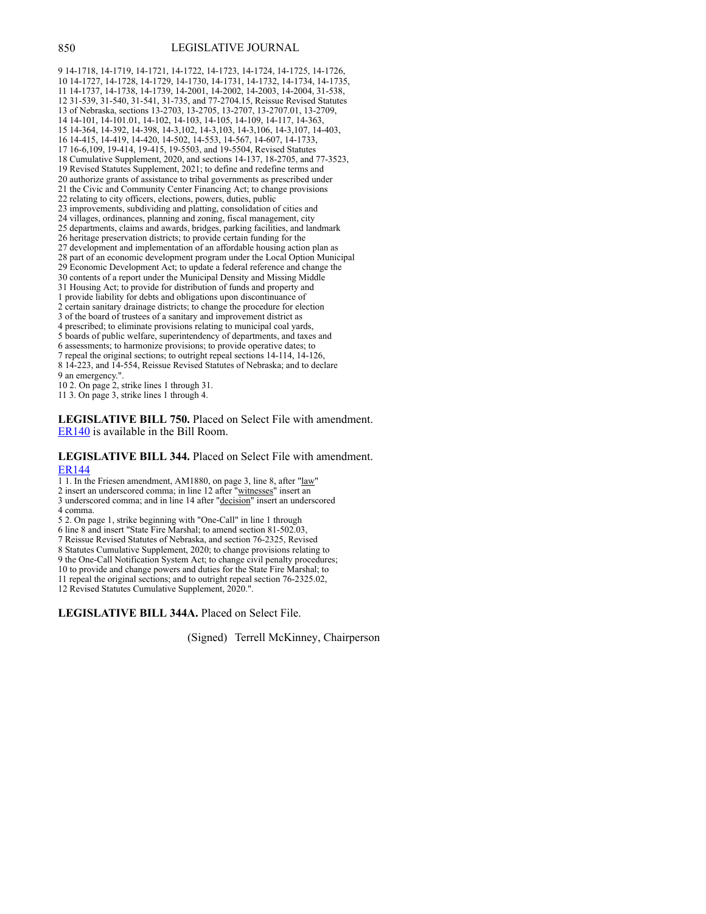9 14-1718, 14-1719, 14-1721, 14-1722, 14-1723, 14-1724, 14-1725, 14-1726,
10 14-1727, 14-1728, 14-1729, 14-1730, 14-1731, 14-1732, 14-1734, 14-1735,
11 14-1737, 14-1738, 14-1739, 14-2001, 14-2002, 14-2003, 14-2004, 31-538,
12 31-539, 31-540, 31-541, 31-735, and 77-2704.15, Reissue Revised Statutes
13 of Nebraska, sections 13-2703, 13-2705, 13-2707, 13-2707.01, 13-2709,
14 14-101, 14-101.01, 14-102, 14-103, 14-105, 14-109, 14-117, 14-363,
15 14-364, 14-392, 14-398, 14-3,102, 14-3,103, 14-3,106, 14-3,107, 14-403,
16 14-415, 14-419, 14-420, 14-502, 14-553, 14-567, 14-607, 14-1733,
17 16-6,109, 19-414, 19-415, 19-5503, and 19-5504, Revised Statutes
18 Cumulative Supplement, 2020, and sections 14-137, 18-2705, and 77-3523,
19 Revised Statutes Supplement, 2021; to define and redefine terms and
20 authorize grants of assistance to tribal governments as prescribed under
21 the Civic and Community Center Financing Act; to change provisions
22 relating to city officers, elections, powers, duties, public
23 improvements, subdividing and platting, consolidation of cities and
24 villages, ordinances, planning and zoning, fiscal management, city
25 departments, claims and awards, bridges, parking facilities, and landmark
26 heritage preservation districts; to provide certain funding for the
27 development and implementation of an affordable housing action plan as
28 part of an economic development program under the Local Option Municipal
29 Economic Development Act; to update a federal reference and change the
30 contents of a report under the Municipal Density and Missing Middle
31 Housing Act; to provide for distribution of funds and property and
1 provide liability for debts and obligations upon discontinuance of
2 certain sanitary drainage districts; to change the procedure for election
3 of the board of trustees of a sanitary and improvement district as
4 prescribed; to eliminate provisions relating to municipal coal yards,
5 boards of public welfare, superintendency of departments, and taxes and
6 assessments; to harmonize provisions; to provide operative dates; to
7 repeal the original sections; to outright repeal sections 14-114, 14-126,
8 14-223, and 14-554, Reissue Revised Statutes of Nebraska; and to declare
9 an emergency.".
10 2. On page 2, strike lines 1 through 31.
11 3. On page 3, strike lines 1 through 4.

**LEGISLATIVE BILL 750.** Placed on Select File with amendment.
ER140 is available in the Bill Room.

**LEGISLATIVE BILL 344.** Placed on Select File with amendment.
ER144
1 1. In the Friesen amendment, AM1880, on page 3, line 8, after "law"
2 insert an underscored comma; in line 12 after "witnesses" insert an
3 underscored comma; and in line 14 after "decision" insert an underscored
4 comma.
5 2. On page 1, strike beginning with "One-Call" in line 1 through
6 line 8 and insert "State Fire Marshal; to amend section 81-502.03,
7 Reissue Revised Statutes of Nebraska, and section 76-2325, Revised
8 Statutes Cumulative Supplement, 2020; to change provisions relating to
9 the One-Call Notification System Act; to change civil penalty procedures;
10 to provide and change powers and duties for the State Fire Marshal; to
11 repeal the original sections; and to outright repeal section 76-2325.02,
12 Revised Statutes Cumulative Supplement, 2020.".

**LEGISLATIVE BILL 344A.** Placed on Select File.

(Signed) Terrell McKinney, Chairperson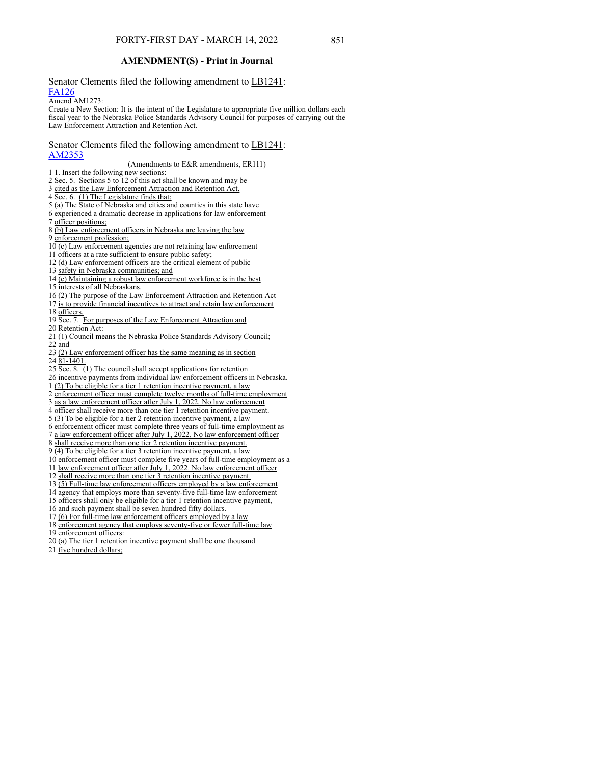## AMENDMENT(S) - Print in Journal

Senator Clements filed the following amendment to LB1241:
FA126

Amend AM1273:
Create a New Section: It is the intent of the Legislature to appropriate five million dollars each fiscal year to the Nebraska Police Standards Advisory Council for purposes of carrying out the Law Enforcement Attraction and Retention Act.

Senator Clements filed the following amendment to LB1241:
AM2353

(Amendments to E&R amendments, ER111)

1 1. Insert the following new sections:
2 Sec. 5. Sections 5 to 12 of this act shall be known and may be
3 cited as the Law Enforcement Attraction and Retention Act.
4 Sec. 6. (1) The Legislature finds that:
5 (a) The State of Nebraska and cities and counties in this state have
6 experienced a dramatic decrease in applications for law enforcement
7 officer positions;
8 (b) Law enforcement officers in Nebraska are leaving the law
9 enforcement profession;
10 (c) Law enforcement agencies are not retaining law enforcement
11 officers at a rate sufficient to ensure public safety;
12 (d) Law enforcement officers are the critical element of public
13 safety in Nebraska communities; and
14 (e) Maintaining a robust law enforcement workforce is in the best
15 interests of all Nebraskans.
16 (2) The purpose of the Law Enforcement Attraction and Retention Act
17 is to provide financial incentives to attract and retain law enforcement
18 officers.
19 Sec. 7. For purposes of the Law Enforcement Attraction and
20 Retention Act:
21 (1) Council means the Nebraska Police Standards Advisory Council;
22 and
23 (2) Law enforcement officer has the same meaning as in section
24 81-1401.
25 Sec. 8. (1) The council shall accept applications for retention
26 incentive payments from individual law enforcement officers in Nebraska.
1 (2) To be eligible for a tier 1 retention incentive payment, a law
2 enforcement officer must complete twelve months of full-time employment
3 as a law enforcement officer after July 1, 2022. No law enforcement
4 officer shall receive more than one tier 1 retention incentive payment.
5 (3) To be eligible for a tier 2 retention incentive payment, a law
6 enforcement officer must complete three years of full-time employment as
7 a law enforcement officer after July 1, 2022. No law enforcement officer
8 shall receive more than one tier 2 retention incentive payment.
9 (4) To be eligible for a tier 3 retention incentive payment, a law
10 enforcement officer must complete five years of full-time employment as a
11 law enforcement officer after July 1, 2022. No law enforcement officer
12 shall receive more than one tier 3 retention incentive payment.
13 (5) Full-time law enforcement officers employed by a law enforcement
14 agency that employs more than seventy-five full-time law enforcement
15 officers shall only be eligible for a tier 1 retention incentive payment,
16 and such payment shall be seven hundred fifty dollars.
17 (6) For full-time law enforcement officers employed by a law
18 enforcement agency that employs seventy-five or fewer full-time law
19 enforcement officers:
20 (a) The tier 1 retention incentive payment shall be one thousand
21 five hundred dollars;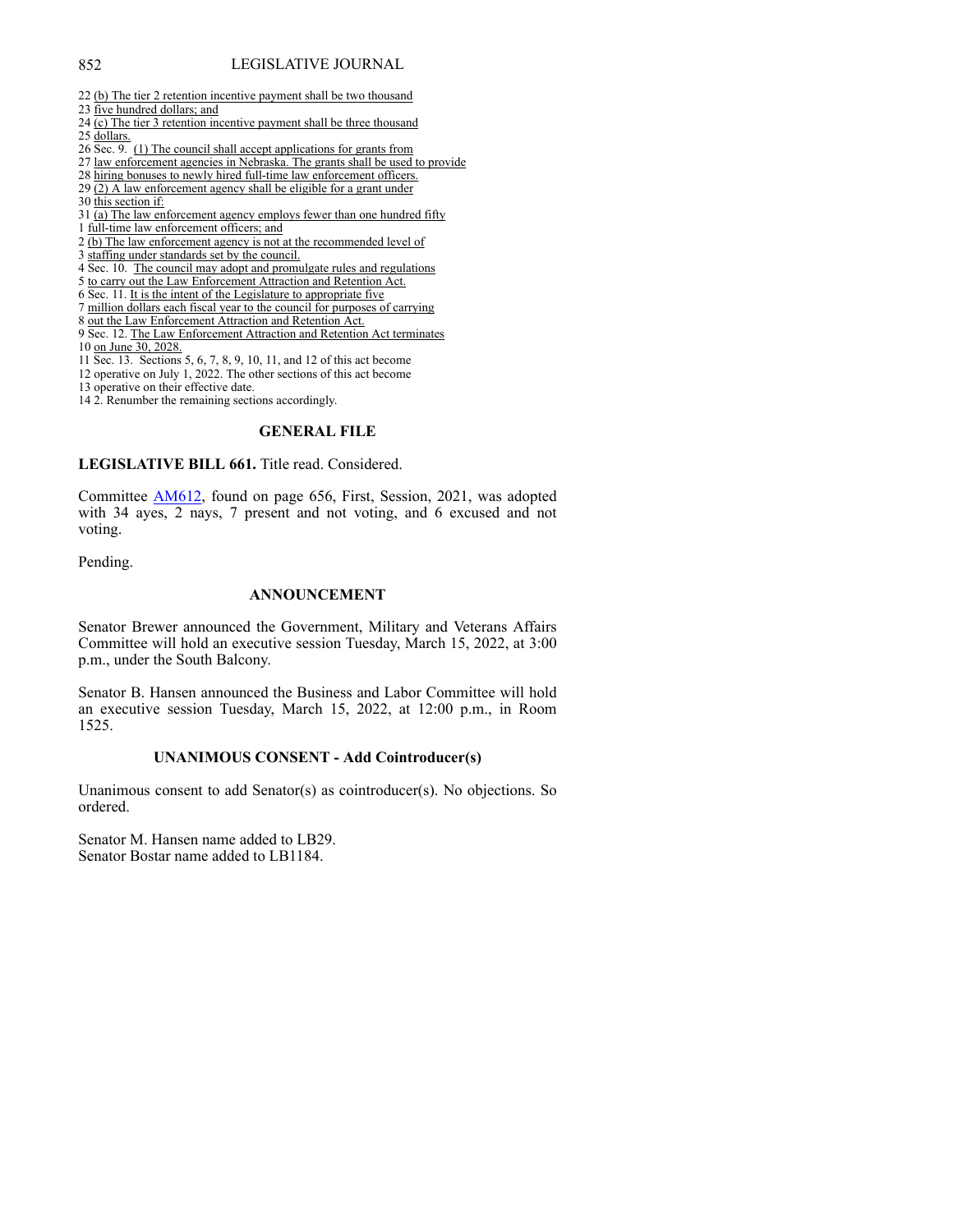22 (b) The tier 2 retention incentive payment shall be two thousand
23 five hundred dollars; and
24 (c) The tier 3 retention incentive payment shall be three thousand
25 dollars.
26 Sec. 9. (1) The council shall accept applications for grants from
27 law enforcement agencies in Nebraska. The grants shall be used to provide
28 hiring bonuses to newly hired full-time law enforcement officers.
29 (2) A law enforcement agency shall be eligible for a grant under
30 this section if:
31 (a) The law enforcement agency employs fewer than one hundred fifty
1 full-time law enforcement officers; and
2 (b) The law enforcement agency is not at the recommended level of
3 staffing under standards set by the council.
4 Sec. 10. The council may adopt and promulgate rules and regulations
5 to carry out the Law Enforcement Attraction and Retention Act.
6 Sec. 11. It is the intent of the Legislature to appropriate five
7 million dollars each fiscal year to the council for purposes of carrying
8 out the Law Enforcement Attraction and Retention Act.
9 Sec. 12. The Law Enforcement Attraction and Retention Act terminates
10 on June 30, 2028.
11 Sec. 13. Sections 5, 6, 7, 8, 9, 10, 11, and 12 of this act become
12 operative on July 1, 2022. The other sections of this act become
13 operative on their effective date.
14 2. Renumber the remaining sections accordingly.

## GENERAL FILE

**LEGISLATIVE BILL 661.** Title read. Considered.

Committee AM612, found on page 656, First, Session, 2021, was adopted with 34 ayes, 2 nays, 7 present and not voting, and 6 excused and not voting.

Pending.

## ANNOUNCEMENT

Senator Brewer announced the Government, Military and Veterans Affairs Committee will hold an executive session Tuesday, March 15, 2022, at 3:00 p.m., under the South Balcony.

Senator B. Hansen announced the Business and Labor Committee will hold an executive session Tuesday, March 15, 2022, at 12:00 p.m., in Room 1525.

## UNANIMOUS CONSENT - Add Cointroducer(s)

Unanimous consent to add Senator(s) as cointroducer(s). No objections. So ordered.

Senator M. Hansen name added to LB29.
Senator Bostar name added to LB1184.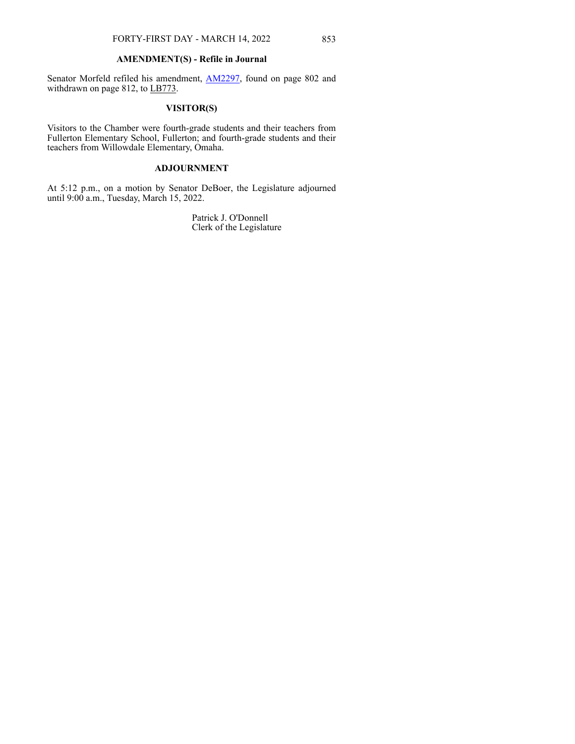## AMENDMENT(S) - Refile in Journal

Senator Morfeld refiled his amendment, AM2297, found on page 802 and withdrawn on page 812, to LB773.

## VISITOR(S)

Visitors to the Chamber were fourth-grade students and their teachers from Fullerton Elementary School, Fullerton; and fourth-grade students and their teachers from Willowdale Elementary, Omaha.

## ADJOURNMENT

At 5:12 p.m., on a motion by Senator DeBoer, the Legislature adjourned until 9:00 a.m., Tuesday, March 15, 2022.

Patrick J. O'Donnell
Clerk of the Legislature